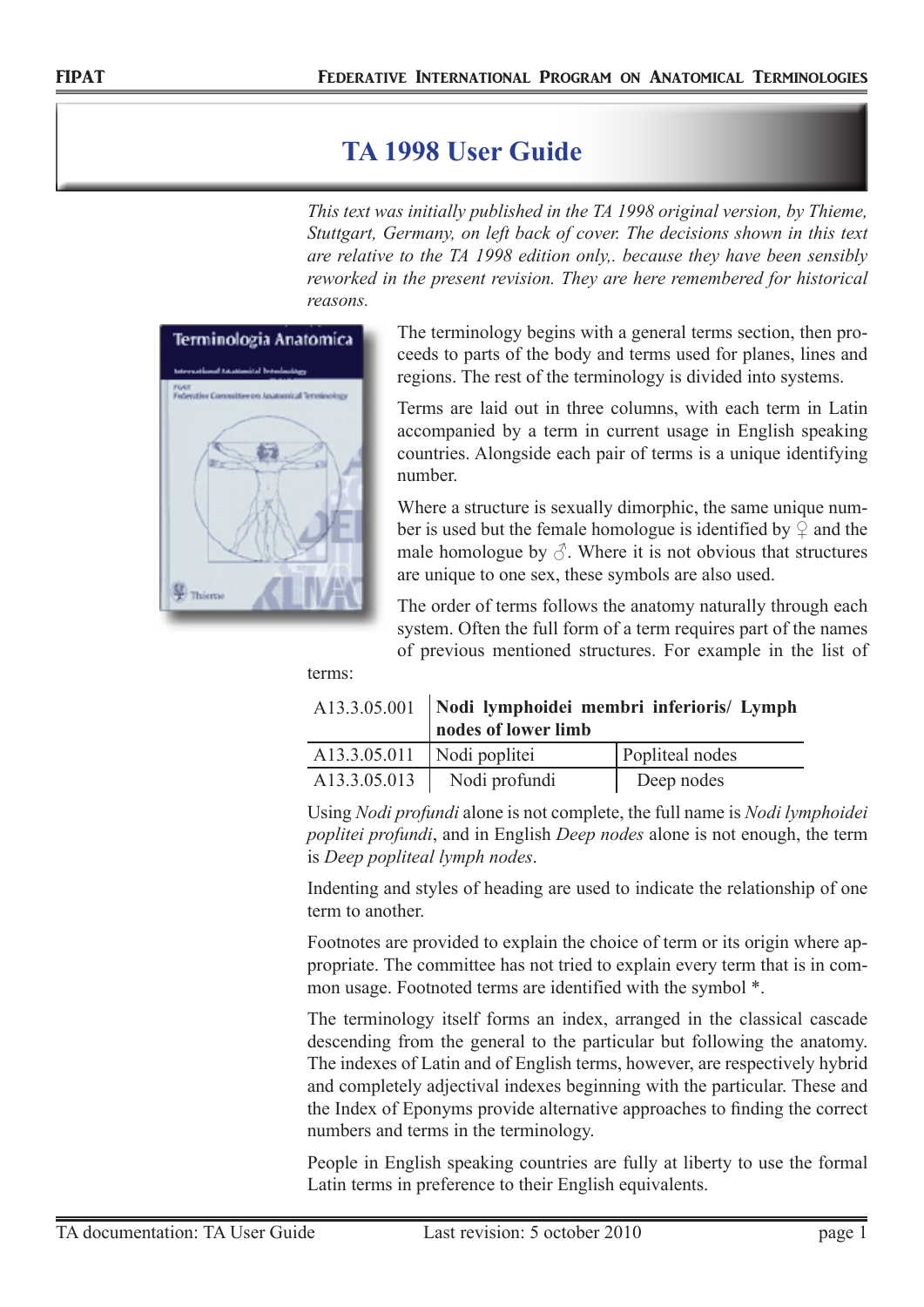# TA 1998 User Guide

*This text was initially published in the TA 1998 original version, by Thieme, Stuttgart, Germany, on left back of cover. The decisions shown in this text are relative to the TA 1998 edition only,. because they have been sensibly reworked in the present revision. They are here remembered for historical reasons.*

The terminology begins with a general terms section, then proceeds to parts of the body and terms used for planes, lines and regions. The rest of the terminology is divided into systems.

Terms are laid out in three columns, with each term in Latin accompanied by a term in current usage in English speaking countries. Alongside each pair of terms is a unique identifying number.

Where a structure is sexually dimorphic, the same unique number is used but the female homologue is identified by ♀ and the male homologue by ♂. Where it is not obvious that structures are unique to one sex, these symbols are also used.

The order of terms follows the anatomy naturally through each system. Often the full form of a term requires part of the names of previous mentioned structures. For example in the list of terms:

| A13.3.05.001 | **Nodi lymphoidei membri inferioris/ Lymph nodes of lower limb** | |
|---|---|---|
| A13.3.05.011 | Nodi poplitei | Popliteal nodes |
| A13.3.05.013 | Nodi profundi | Deep nodes |

Using *Nodi profundi* alone is not complete, the full name is *Nodi lymphoidei poplitei profundi*, and in English *Deep nodes* alone is not enough, the term is *Deep popliteal lymph nodes*.

Indenting and styles of heading are used to indicate the relationship of one term to another.

Footnotes are provided to explain the choice of term or its origin where appropriate. The committee has not tried to explain every term that is in common usage. Footnoted terms are identified with the symbol *.

The terminology itself forms an index, arranged in the classical cascade descending from the general to the particular but following the anatomy. The indexes of Latin and of English terms, however, are respectively hybrid and completely adjectival indexes beginning with the particular. These and the Index of Eponyms provide alternative approaches to finding the correct numbers and terms in the terminology.

People in English speaking countries are fully at liberty to use the formal Latin terms in preference to their English equivalents.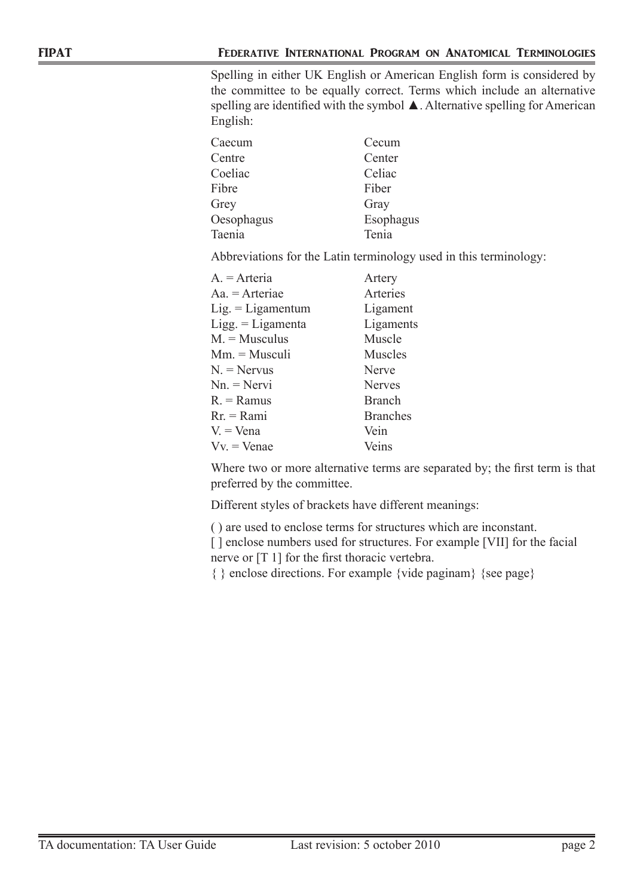Spelling in either UK English or American English form is considered by the committee to be equally correct. Terms which include an alternative spelling are identified with the symbol ▲. Alternative spelling for American English:

| | |
|---|---|
| Caecum | Cecum |
| Centre | Center |
| Coeliac | Celiac |
| Fibre | Fiber |
| Grey | Gray |
| Oesophagus | Esophagus |
| Taenia | Tenia |

Abbreviations for the Latin terminology used in this terminology:

| | |
|---|---|
| A. = Arteria | Artery |
| Aa. = Arteriae | Arteries |
| Lig. = Ligamentum | Ligament |
| Ligg. = Ligamenta | Ligaments |
| M. = Musculus | Muscle |
| Mm. = Musculi | Muscles |
| N. = Nervus | Nerve |
| Nn. = Nervi | Nerves |
| R. = Ramus | Branch |
| Rr. = Rami | Branches |
| V. = Vena | Vein |
| Vv. = Venae | Veins |

Where two or more alternative terms are separated by; the first term is that preferred by the committee.

Different styles of brackets have different meanings:

( ) are used to enclose terms for structures which are inconstant.
[ ] enclose numbers used for structures. For example [VII] for the facial nerve or [T 1] for the first thoracic vertebra.
{ } enclose directions. For example {vide paginam} {see page}